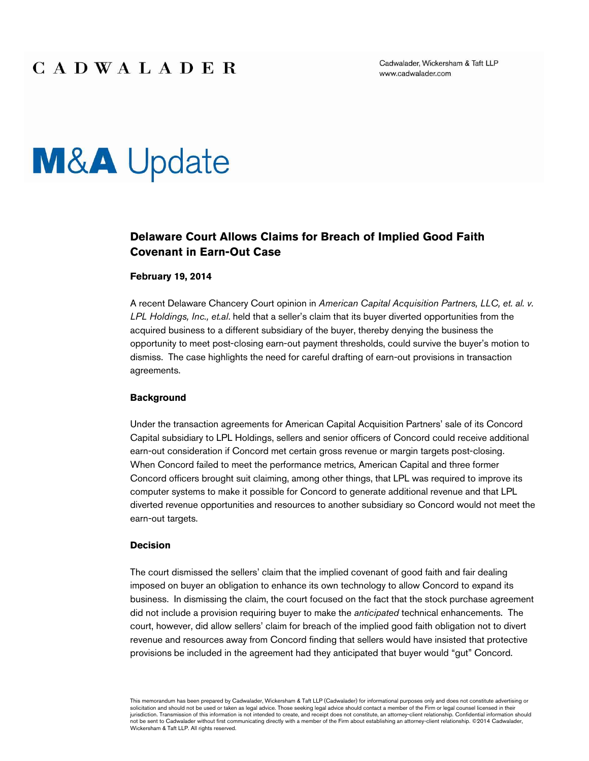# M&A Update

## Delaware Court Allows Claims for Breach of Implied Good Faith Covenant in Earn-Out Case

**February 19, 2014**

A recent Delaware Chancery Court opinion in *American Capital Acquisition Partners, LLC, et. al. v. LPL Holdings, Inc., et.al*. held that a seller's claim that its buyer diverted opportunities from the acquired business to a different subsidiary of the buyer, thereby denying the business the opportunity to meet post-closing earn-out payment thresholds, could survive the buyer's motion to dismiss. The case highlights the need for careful drafting of earn-out provisions in transaction agreements.

### Background

Under the transaction agreements for American Capital Acquisition Partners' sale of its Concord Capital subsidiary to LPL Holdings, sellers and senior officers of Concord could receive additional earn-out consideration if Concord met certain gross revenue or margin targets post-closing. When Concord failed to meet the performance metrics, American Capital and three former Concord officers brought suit claiming, among other things, that LPL was required to improve its computer systems to make it possible for Concord to generate additional revenue and that LPL diverted revenue opportunities and resources to another subsidiary so Concord would not meet the earn-out targets.

### Decision

The court dismissed the sellers' claim that the implied covenant of good faith and fair dealing imposed on buyer an obligation to enhance its own technology to allow Concord to expand its business. In dismissing the claim, the court focused on the fact that the stock purchase agreement did not include a provision requiring buyer to make the *anticipated* technical enhancements. The court, however, did allow sellers' claim for breach of the implied good faith obligation not to divert revenue and resources away from Concord finding that sellers would have insisted that protective provisions be included in the agreement had they anticipated that buyer would "gut" Concord.

This memorandum has been prepared by Cadwalader, Wickersham & Taft LLP (Cadwalader) for informational purposes only and does not constitute advertising or solicitation and should not be used or taken as legal advice. Those seeking legal advice should contact a member of the Firm or legal counsel licensed in their jurisdiction. Transmission of this information is not intended to create, and receipt does not constitute, an attorney-client relationship. Confidential information should not be sent to Cadwalader without first communicating directly with a member of the Firm about establishing an attorney-client relationship. ©2014 Cadwalader, Wickersham & Taft LLP. All rights reserved.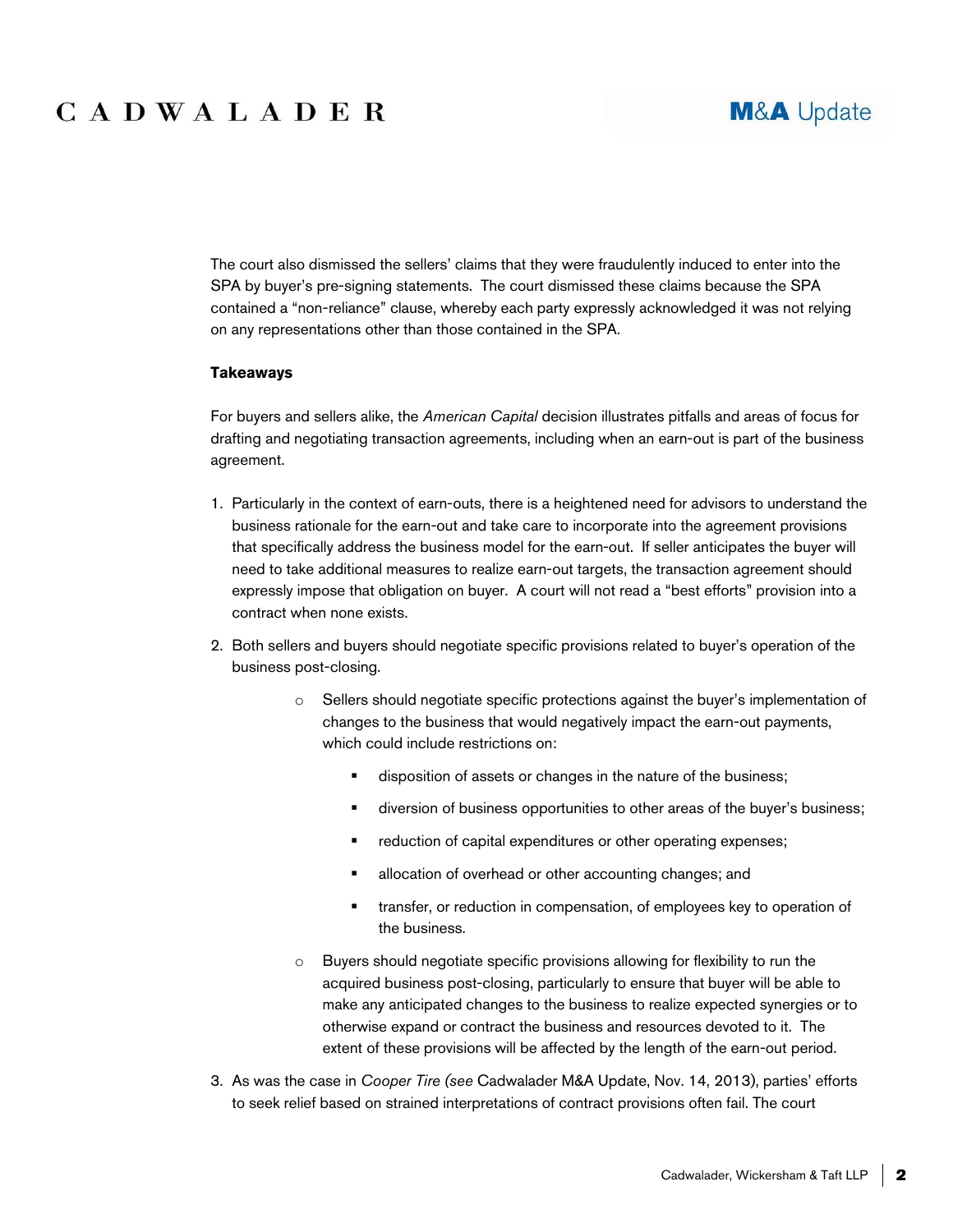The court also dismissed the sellers' claims that they were fraudulently induced to enter into the SPA by buyer's pre-signing statements. The court dismissed these claims because the SPA contained a "non-reliance" clause, whereby each party expressly acknowledged it was not relying on any representations other than those contained in the SPA.

**Takeaways**

For buyers and sellers alike, the *American Capital* decision illustrates pitfalls and areas of focus for drafting and negotiating transaction agreements, including when an earn-out is part of the business agreement.

1. Particularly in the context of earn-outs, there is a heightened need for advisors to understand the business rationale for the earn-out and take care to incorporate into the agreement provisions that specifically address the business model for the earn-out. If seller anticipates the buyer will need to take additional measures to realize earn-out targets, the transaction agreement should expressly impose that obligation on buyer. A court will not read a "best efforts" provision into a contract when none exists.
2. Both sellers and buyers should negotiate specific provisions related to buyer's operation of the business post-closing.
    - Sellers should negotiate specific protections against the buyer's implementation of changes to the business that would negatively impact the earn-out payments, which could include restrictions on:
        - disposition of assets or changes in the nature of the business;
        - diversion of business opportunities to other areas of the buyer's business;
        - reduction of capital expenditures or other operating expenses;
        - allocation of overhead or other accounting changes; and
        - transfer, or reduction in compensation, of employees key to operation of the business.
    - Buyers should negotiate specific provisions allowing for flexibility to run the acquired business post-closing, particularly to ensure that buyer will be able to make any anticipated changes to the business to realize expected synergies or to otherwise expand or contract the business and resources devoted to it. The extent of these provisions will be affected by the length of the earn-out period.
3. As was the case in *Cooper Tire (see* Cadwalader M&A Update, Nov. 14, 2013), parties' efforts to seek relief based on strained interpretations of contract provisions often fail. The court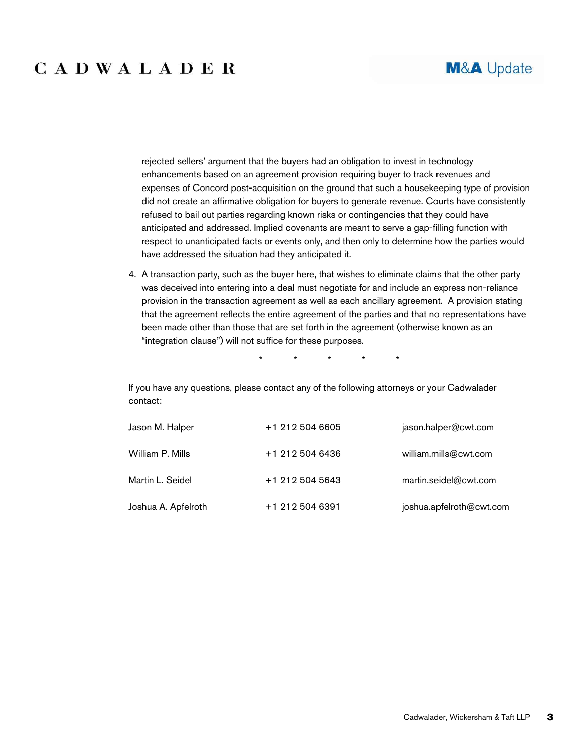rejected sellers' argument that the buyers had an obligation to invest in technology enhancements based on an agreement provision requiring buyer to track revenues and expenses of Concord post-acquisition on the ground that such a housekeeping type of provision did not create an affirmative obligation for buyers to generate revenue. Courts have consistently refused to bail out parties regarding known risks or contingencies that they could have anticipated and addressed. Implied covenants are meant to serve a gap-filling function with respect to unanticipated facts or events only, and then only to determine how the parties would have addressed the situation had they anticipated it.

4. A transaction party, such as the buyer here, that wishes to eliminate claims that the other party was deceived into entering into a deal must negotiate for and include an express non-reliance provision in the transaction agreement as well as each ancillary agreement. A provision stating that the agreement reflects the entire agreement of the parties and that no representations have been made other than those that are set forth in the agreement (otherwise known as an "integration clause") will not suffice for these purposes.

\* \* \* \* \*

If you have any questions, please contact any of the following attorneys or your Cadwalader contact:

| | | |
|---|---|---|
| Jason M. Halper | +1 212 504 6605 | jason.halper@cwt.com |
| William P. Mills | +1 212 504 6436 | william.mills@cwt.com |
| Martin L. Seidel | +1 212 504 5643 | martin.seidel@cwt.com |
| Joshua A. Apfelroth | +1 212 504 6391 | joshua.apfelroth@cwt.com |